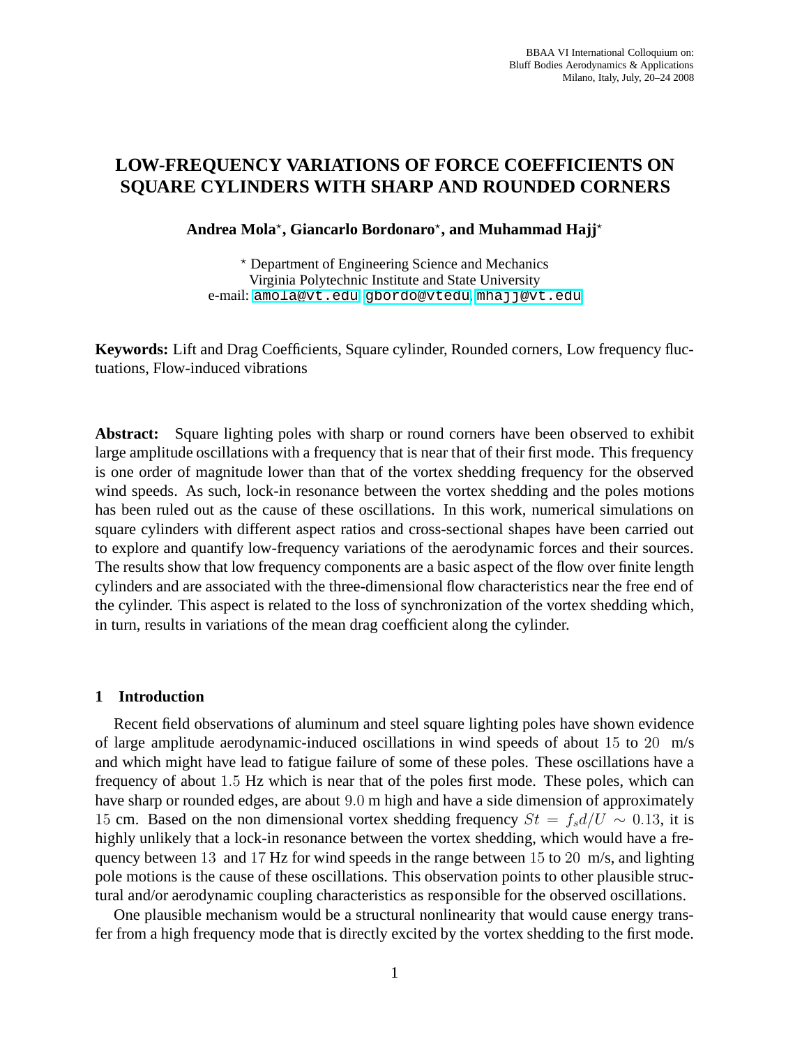# LOW-FREQUENCY VARIATIONS OF FORCE COEFFICIENTS ON SQUARE CYLINDERS WITH SHARP AND ROUNDED CORNERS

**Andrea Mola*, Giancarlo Bordonaro*, and Muhammad Hajj***

* Department of Engineering Science and Mechanics
Virginia Polytechnic Institute and State University
e-mail: amola@vt.edu, gbordo@vtedu, mhajj@vt.edu

**Keywords:** Lift and Drag Coefficients, Square cylinder, Rounded corners, Low frequency fluctuations, Flow-induced vibrations

**Abstract:** Square lighting poles with sharp or round corners have been observed to exhibit large amplitude oscillations with a frequency that is near that of their first mode. This frequency is one order of magnitude lower than that of the vortex shedding frequency for the observed wind speeds. As such, lock-in resonance between the vortex shedding and the poles motions has been ruled out as the cause of these oscillations. In this work, numerical simulations on square cylinders with different aspect ratios and cross-sectional shapes have been carried out to explore and quantify low-frequency variations of the aerodynamic forces and their sources. The results show that low frequency components are a basic aspect of the flow over finite length cylinders and are associated with the three-dimensional flow characteristics near the free end of the cylinder. This aspect is related to the loss of synchronization of the vortex shedding which, in turn, results in variations of the mean drag coefficient along the cylinder.

## 1 Introduction

Recent field observations of aluminum and steel square lighting poles have shown evidence of large amplitude aerodynamic-induced oscillations in wind speeds of about $15$ to $20$ m/s and which might have lead to fatigue failure of some of these poles. These oscillations have a frequency of about $1.5$ Hz which is near that of the poles first mode. These poles, which can have sharp or rounded edges, are about $9.0$ m high and have a side dimension of approximately $15$ cm. Based on the non dimensional vortex shedding frequency $St = f_s d/U \sim 0.13$, it is highly unlikely that a lock-in resonance between the vortex shedding, which would have a frequency between $13$ and $17$ Hz for wind speeds in the range between $15$ to $20$ m/s, and lighting pole motions is the cause of these oscillations. This observation points to other plausible structural and/or aerodynamic coupling characteristics as responsible for the observed oscillations.

One plausible mechanism would be a structural nonlinearity that would cause energy transfer from a high frequency mode that is directly excited by the vortex shedding to the first mode.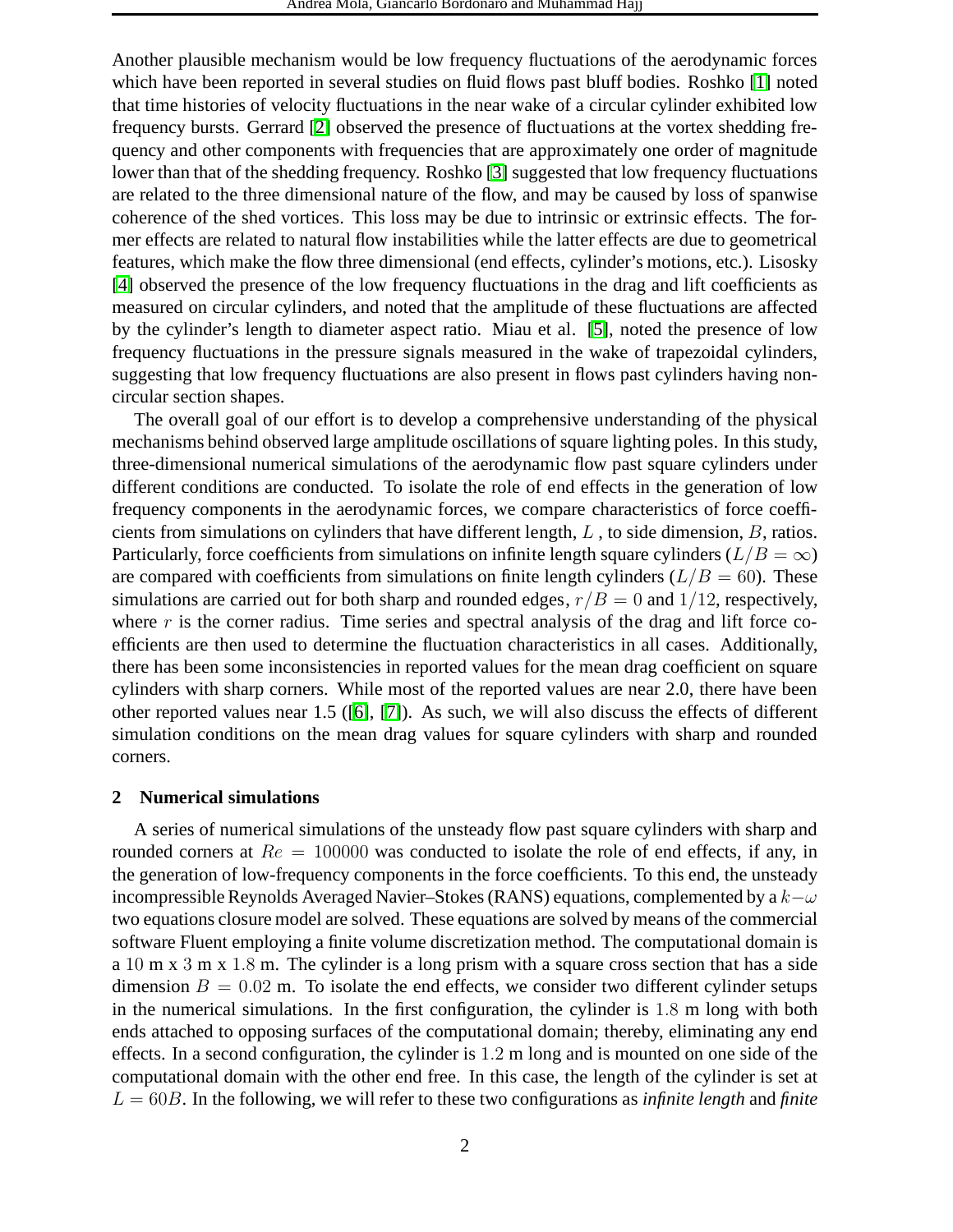Another plausible mechanism would be low frequency fluctuations of the aerodynamic forces which have been reported in several studies on fluid flows past bluff bodies. Roshko [1] noted that time histories of velocity fluctuations in the near wake of a circular cylinder exhibited low frequency bursts. Gerrard [2] observed the presence of fluctuations at the vortex shedding frequency and other components with frequencies that are approximately one order of magnitude lower than that of the shedding frequency. Roshko [3] suggested that low frequency fluctuations are related to the three dimensional nature of the flow, and may be caused by loss of spanwise coherence of the shed vortices. This loss may be due to intrinsic or extrinsic effects. The former effects are related to natural flow instabilities while the latter effects are due to geometrical features, which make the flow three dimensional (end effects, cylinder's motions, etc.). Lisosky [4] observed the presence of the low frequency fluctuations in the drag and lift coefficients as measured on circular cylinders, and noted that the amplitude of these fluctuations are affected by the cylinder's length to diameter aspect ratio. Miau et al. [5], noted the presence of low frequency fluctuations in the pressure signals measured in the wake of trapezoidal cylinders, suggesting that low frequency fluctuations are also present in flows past cylinders having non-circular section shapes.

The overall goal of our effort is to develop a comprehensive understanding of the physical mechanisms behind observed large amplitude oscillations of square lighting poles. In this study, three-dimensional numerical simulations of the aerodynamic flow past square cylinders under different conditions are conducted. To isolate the role of end effects in the generation of low frequency components in the aerodynamic forces, we compare characteristics of force coefficients from simulations on cylinders that have different length, $L$ , to side dimension, $B$, ratios. Particularly, force coefficients from simulations on infinite length square cylinders ($L/B = \infty$) are compared with coefficients from simulations on finite length cylinders ($L/B = 60$). These simulations are carried out for both sharp and rounded edges, $r/B = 0$ and $1/12$, respectively, where $r$ is the corner radius. Time series and spectral analysis of the drag and lift force coefficients are then used to determine the fluctuation characteristics in all cases. Additionally, there has been some inconsistencies in reported values for the mean drag coefficient on square cylinders with sharp corners. While most of the reported values are near 2.0, there have been other reported values near 1.5 ([6], [7]). As such, we will also discuss the effects of different simulation conditions on the mean drag values for square cylinders with sharp and rounded corners.

## 2 Numerical simulations

A series of numerical simulations of the unsteady flow past square cylinders with sharp and rounded corners at $Re = 100000$ was conducted to isolate the role of end effects, if any, in the generation of low-frequency components in the force coefficients. To this end, the unsteady incompressible Reynolds Averaged Navier–Stokes (RANS) equations, complemented by a $k-\omega$ two equations closure model are solved. These equations are solved by means of the commercial software Fluent employing a finite volume discretization method. The computational domain is a $10$ m x $3$ m x $1.8$ m. The cylinder is a long prism with a square cross section that has a side dimension $B = 0.02$ m. To isolate the end effects, we consider two different cylinder setups in the numerical simulations. In the first configuration, the cylinder is $1.8$ m long with both ends attached to opposing surfaces of the computational domain; thereby, eliminating any end effects. In a second configuration, the cylinder is $1.2$ m long and is mounted on one side of the computational domain with the other end free. In this case, the length of the cylinder is set at $L = 60B$. In the following, we will refer to these two configurations as *infinite length* and *finite*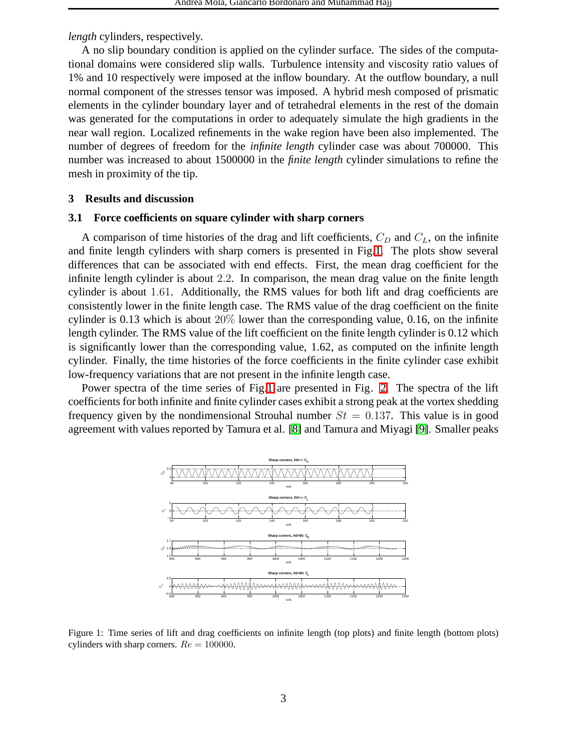*length* cylinders, respectively.

A no slip boundary condition is applied on the cylinder surface. The sides of the computational domains were considered slip walls. Turbulence intensity and viscosity ratio values of 1% and 10 respectively were imposed at the inflow boundary. At the outflow boundary, a null normal component of the stresses tensor was imposed. A hybrid mesh composed of prismatic elements in the cylinder boundary layer and of tetrahedral elements in the rest of the domain was generated for the computations in order to adequately simulate the high gradients in the near wall region. Localized refinements in the wake region have been also implemented. The number of degrees of freedom for the *infinite length* cylinder case was about 700000. This number was increased to about 1500000 in the *finite length* cylinder simulations to refine the mesh in proximity of the tip.

## 3 Results and discussion

### 3.1 Force coefficients on square cylinder with sharp corners

A comparison of time histories of the drag and lift coefficients, $C_D$ and $C_L$, on the infinite and finite length cylinders with sharp corners is presented in Fig.1. The plots show several differences that can be associated with end effects. First, the mean drag coefficient for the infinite length cylinder is about $2.2$. In comparison, the mean drag value on the finite length cylinder is about $1.61$. Additionally, the RMS values for both lift and drag coefficients are consistently lower in the finite length case. The RMS value of the drag coefficient on the finite cylinder is 0.13 which is about $20\%$ lower than the corresponding value, 0.16, on the infinite length cylinder. The RMS value of the lift coefficient on the finite length cylinder is 0.12 which is significantly lower than the corresponding value, 1.62, as computed on the infinite length cylinder. Finally, the time histories of the force coefficients in the finite cylinder case exhibit low-frequency variations that are not present in the infinite length case.

Power spectra of the time series of Fig.1 are presented in Fig. 2. The spectra of the lift coefficients for both infinite and finite cylinder cases exhibit a strong peak at the vortex shedding frequency given by the nondimensional Strouhal number $St = 0.137$. This value is in good agreement with values reported by Tamura et al. [8] and Tamura and Miyagi [9]. Smaller peaks

Figure 1: Time series of lift and drag coefficients on infinite length (top plots) and finite length (bottom plots) cylinders with sharp corners. $Re = 100000$.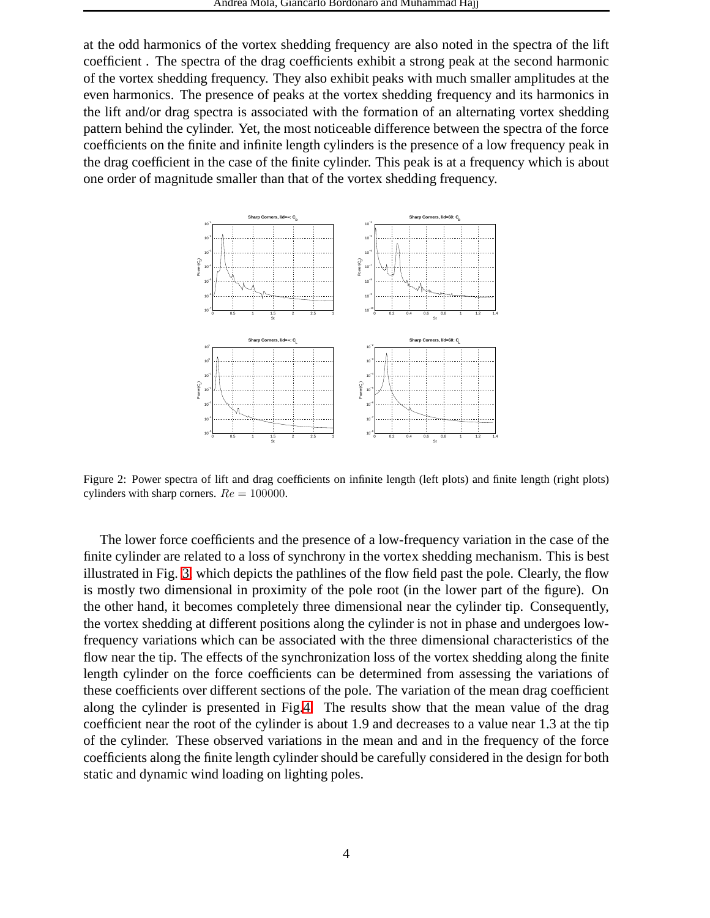at the odd harmonics of the vortex shedding frequency are also noted in the spectra of the lift coefficient . The spectra of the drag coefficients exhibit a strong peak at the second harmonic of the vortex shedding frequency. They also exhibit peaks with much smaller amplitudes at the even harmonics. The presence of peaks at the vortex shedding frequency and its harmonics in the lift and/or drag spectra is associated with the formation of an alternating vortex shedding pattern behind the cylinder. Yet, the most noticeable difference between the spectra of the force coefficients on the finite and infinite length cylinders is the presence of a low frequency peak in the drag coefficient in the case of the finite cylinder. This peak is at a frequency which is about one order of magnitude smaller than that of the vortex shedding frequency.

Figure 2: Power spectra of lift and drag coefficients on infinite length (left plots) and finite length (right plots) cylinders with sharp corners. $Re = 100000$.

The lower force coefficients and the presence of a low-frequency variation in the case of the finite cylinder are related to a loss of synchrony in the vortex shedding mechanism. This is best illustrated in Fig. 3, which depicts the pathlines of the flow field past the pole. Clearly, the flow is mostly two dimensional in proximity of the pole root (in the lower part of the figure). On the other hand, it becomes completely three dimensional near the cylinder tip. Consequently, the vortex shedding at different positions along the cylinder is not in phase and undergoes low-frequency variations which can be associated with the three dimensional characteristics of the flow near the tip. The effects of the synchronization loss of the vortex shedding along the finite length cylinder on the force coefficients can be determined from assessing the variations of these coefficients over different sections of the pole. The variation of the mean drag coefficient along the cylinder is presented in Fig.4. The results show that the mean value of the drag coefficient near the root of the cylinder is about 1.9 and decreases to a value near 1.3 at the tip of the cylinder. These observed variations in the mean and and in the frequency of the force coefficients along the finite length cylinder should be carefully considered in the design for both static and dynamic wind loading on lighting poles.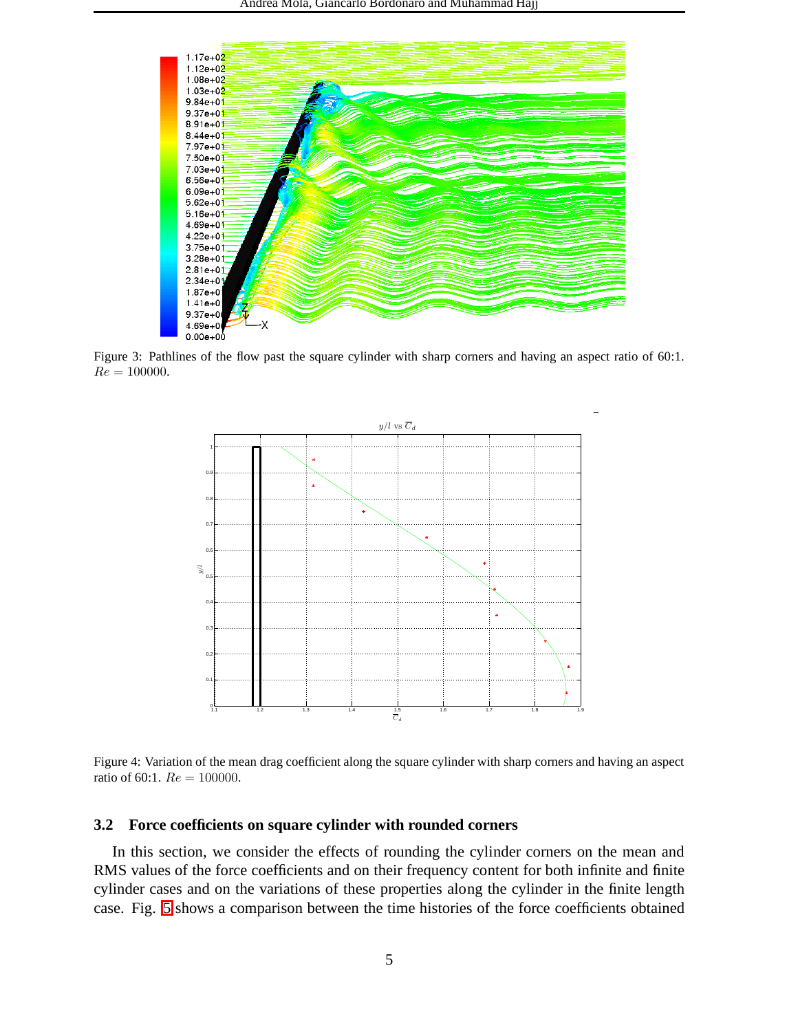Figure 3: Pathlines of the flow past the square cylinder with sharp corners and having an aspect ratio of 60:1. $Re = 100000$.

Figure 4: Variation of the mean drag coefficient along the square cylinder with sharp corners and having an aspect ratio of 60:1. $Re = 100000$.

### 3.2 Force coefficients on square cylinder with rounded corners

In this section, we consider the effects of rounding the cylinder corners on the mean and RMS values of the force coefficients and on their frequency content for both infinite and finite cylinder cases and on the variations of these properties along the cylinder in the finite length case. Fig. 5 shows a comparison between the time histories of the force coefficients obtained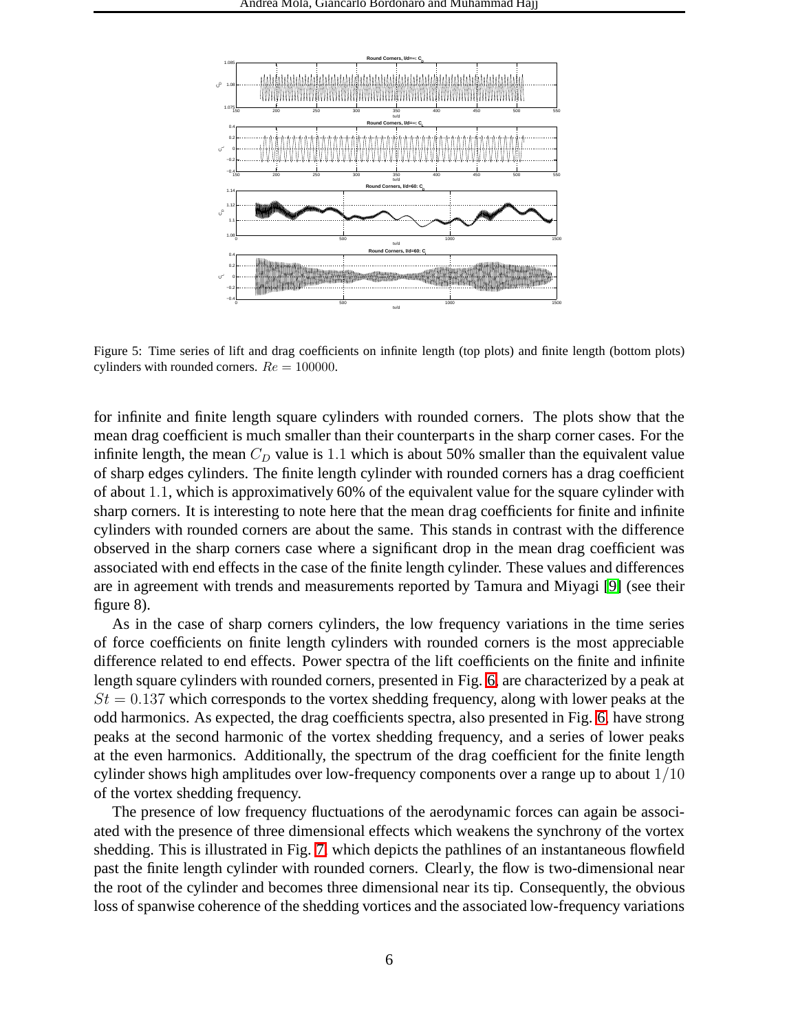Figure 5: Time series of lift and drag coefficients on infinite length (top plots) and finite length (bottom plots) cylinders with rounded corners. $Re = 100000$.

for infinite and finite length square cylinders with rounded corners. The plots show that the mean drag coefficient is much smaller than their counterparts in the sharp corner cases. For the infinite length, the mean $C_D$ value is $1.1$ which is about 50% smaller than the equivalent value of sharp edges cylinders. The finite length cylinder with rounded corners has a drag coefficient of about $1.1$, which is approximatively 60% of the equivalent value for the square cylinder with sharp corners. It is interesting to note here that the mean drag coefficients for finite and infinite cylinders with rounded corners are about the same. This stands in contrast with the difference observed in the sharp corners case where a significant drop in the mean drag coefficient was associated with end effects in the case of the finite length cylinder. These values and differences are in agreement with trends and measurements reported by Tamura and Miyagi [9] (see their figure 8).

As in the case of sharp corners cylinders, the low frequency variations in the time series of force coefficients on finite length cylinders with rounded corners is the most appreciable difference related to end effects. Power spectra of the lift coefficients on the finite and infinite length square cylinders with rounded corners, presented in Fig. 6, are characterized by a peak at $St = 0.137$ which corresponds to the vortex shedding frequency, along with lower peaks at the odd harmonics. As expected, the drag coefficients spectra, also presented in Fig. 6, have strong peaks at the second harmonic of the vortex shedding frequency, and a series of lower peaks at the even harmonics. Additionally, the spectrum of the drag coefficient for the finite length cylinder shows high amplitudes over low-frequency components over a range up to about $1/10$ of the vortex shedding frequency.

The presence of low frequency fluctuations of the aerodynamic forces can again be associated with the presence of three dimensional effects which weakens the synchrony of the vortex shedding. This is illustrated in Fig. 7 which depicts the pathlines of an instantaneous flowfield past the finite length cylinder with rounded corners. Clearly, the flow is two-dimensional near the root of the cylinder and becomes three dimensional near its tip. Consequently, the obvious loss of spanwise coherence of the shedding vortices and the associated low-frequency variations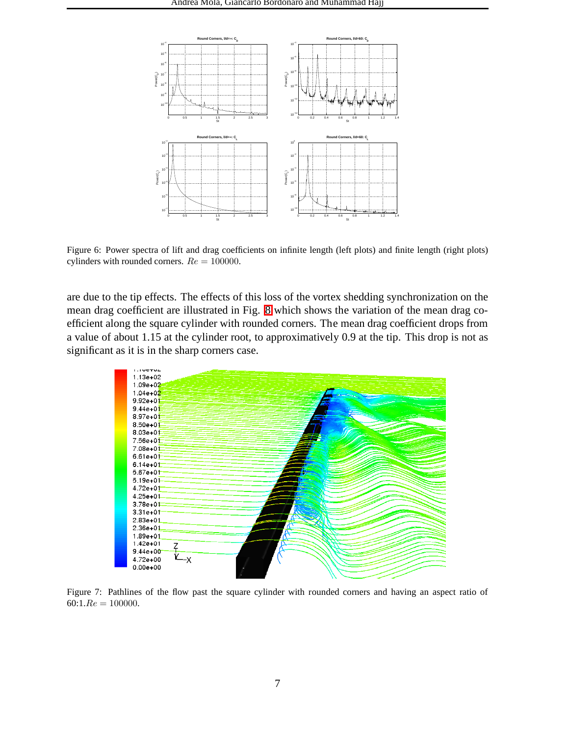Figure 6: Power spectra of lift and drag coefficients on infinite length (left plots) and finite length (right plots) cylinders with rounded corners. $Re = 100000$.

are due to the tip effects. The effects of this loss of the vortex shedding synchronization on the mean drag coefficient are illustrated in Fig. 8 which shows the variation of the mean drag coefficient along the square cylinder with rounded corners. The mean drag coefficient drops from a value of about 1.15 at the cylinder root, to approximatively 0.9 at the tip. This drop is not as significant as it is in the sharp corners case.

Figure 7: Pathlines of the flow past the square cylinder with rounded corners and having an aspect ratio of 60:1.$Re = 100000$.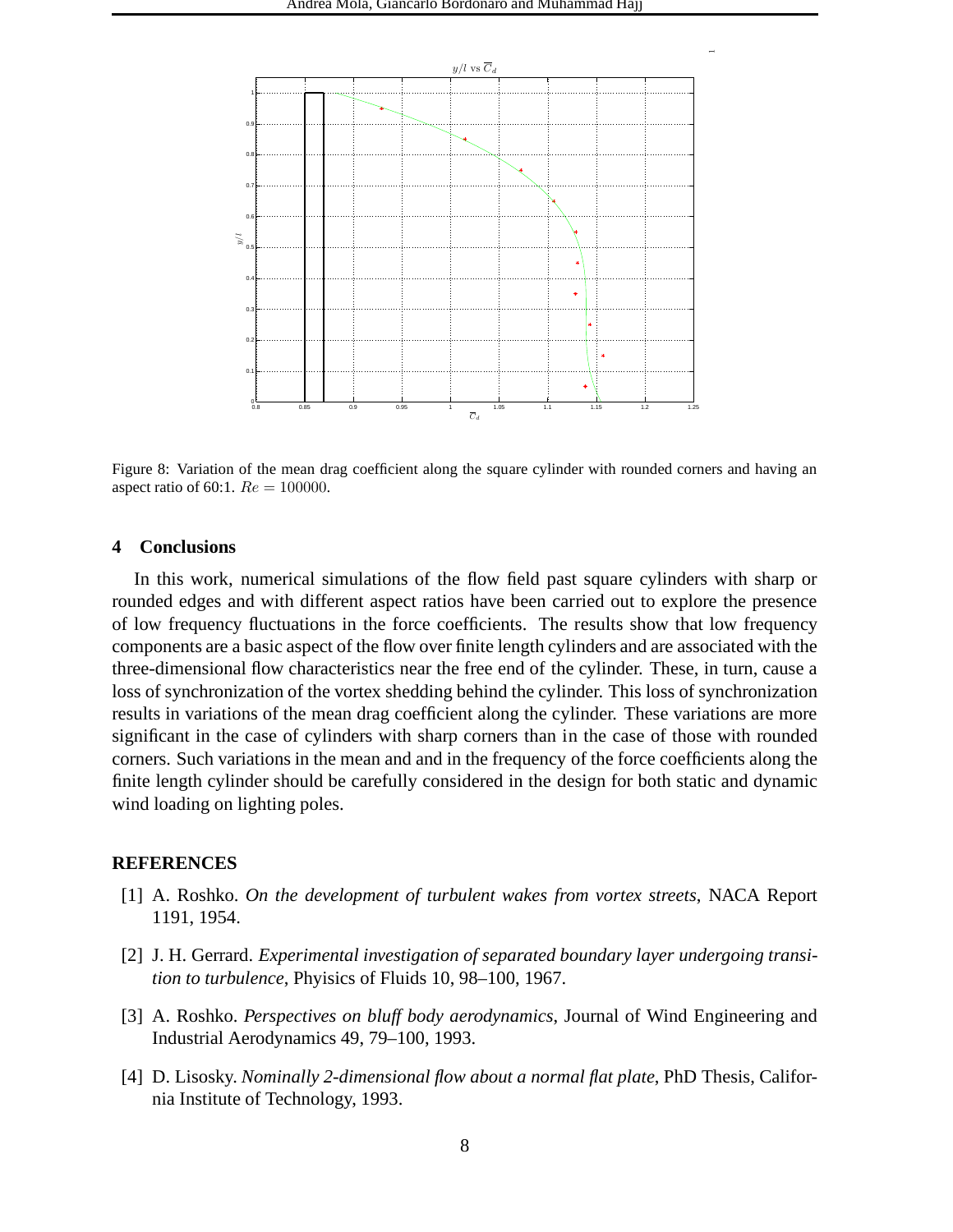Figure 8: Variation of the mean drag coefficient along the square cylinder with rounded corners and having an aspect ratio of 60:1. $Re = 100000$.

## 4 Conclusions

In this work, numerical simulations of the flow field past square cylinders with sharp or rounded edges and with different aspect ratios have been carried out to explore the presence of low frequency fluctuations in the force coefficients. The results show that low frequency components are a basic aspect of the flow over finite length cylinders and are associated with the three-dimensional flow characteristics near the free end of the cylinder. These, in turn, cause a loss of synchronization of the vortex shedding behind the cylinder. This loss of synchronization results in variations of the mean drag coefficient along the cylinder. These variations are more significant in the case of cylinders with sharp corners than in the case of those with rounded corners. Such variations in the mean and and in the frequency of the force coefficients along the finite length cylinder should be carefully considered in the design for both static and dynamic wind loading on lighting poles.

## REFERENCES

[1] A. Roshko. *On the development of turbulent wakes from vortex streets*, NACA Report 1191, 1954.

[2] J. H. Gerrard. *Experimental investigation of separated boundary layer undergoing transition to turbulence*, Phyisics of Fluids 10, 98–100, 1967.

[3] A. Roshko. *Perspectives on bluff body aerodynamics*, Journal of Wind Engineering and Industrial Aerodynamics 49, 79–100, 1993.

[4] D. Lisosky. *Nominally 2-dimensional flow about a normal flat plate*, PhD Thesis, California Institute of Technology, 1993.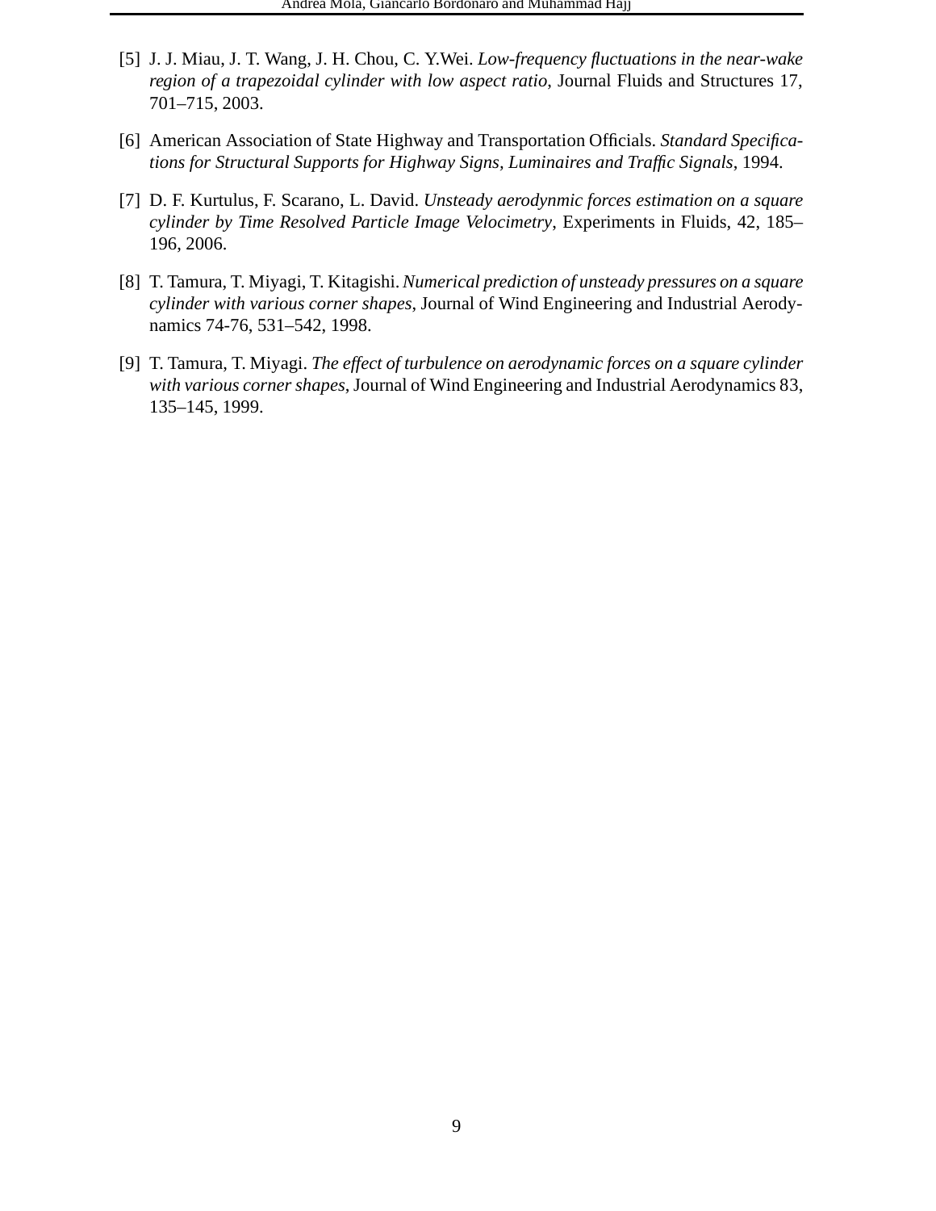[5] J. J. Miau, J. T. Wang, J. H. Chou, C. Y.Wei. *Low-frequency fluctuations in the near-wake region of a trapezoidal cylinder with low aspect ratio*, Journal Fluids and Structures 17, 701–715, 2003.

[6] American Association of State Highway and Transportation Officials. *Standard Specifications for Structural Supports for Highway Signs, Luminaires and Traffic Signals*, 1994.

[7] D. F. Kurtulus, F. Scarano, L. David. *Unsteady aerodynmic forces estimation on a square cylinder by Time Resolved Particle Image Velocimetry*, Experiments in Fluids, 42, 185–196, 2006.

[8] T. Tamura, T. Miyagi, T. Kitagishi. *Numerical prediction of unsteady pressures on a square cylinder with various corner shapes*, Journal of Wind Engineering and Industrial Aerodynamics 74-76, 531–542, 1998.

[9] T. Tamura, T. Miyagi. *The effect of turbulence on aerodynamic forces on a square cylinder with various corner shapes*, Journal of Wind Engineering and Industrial Aerodynamics 83, 135–145, 1999.